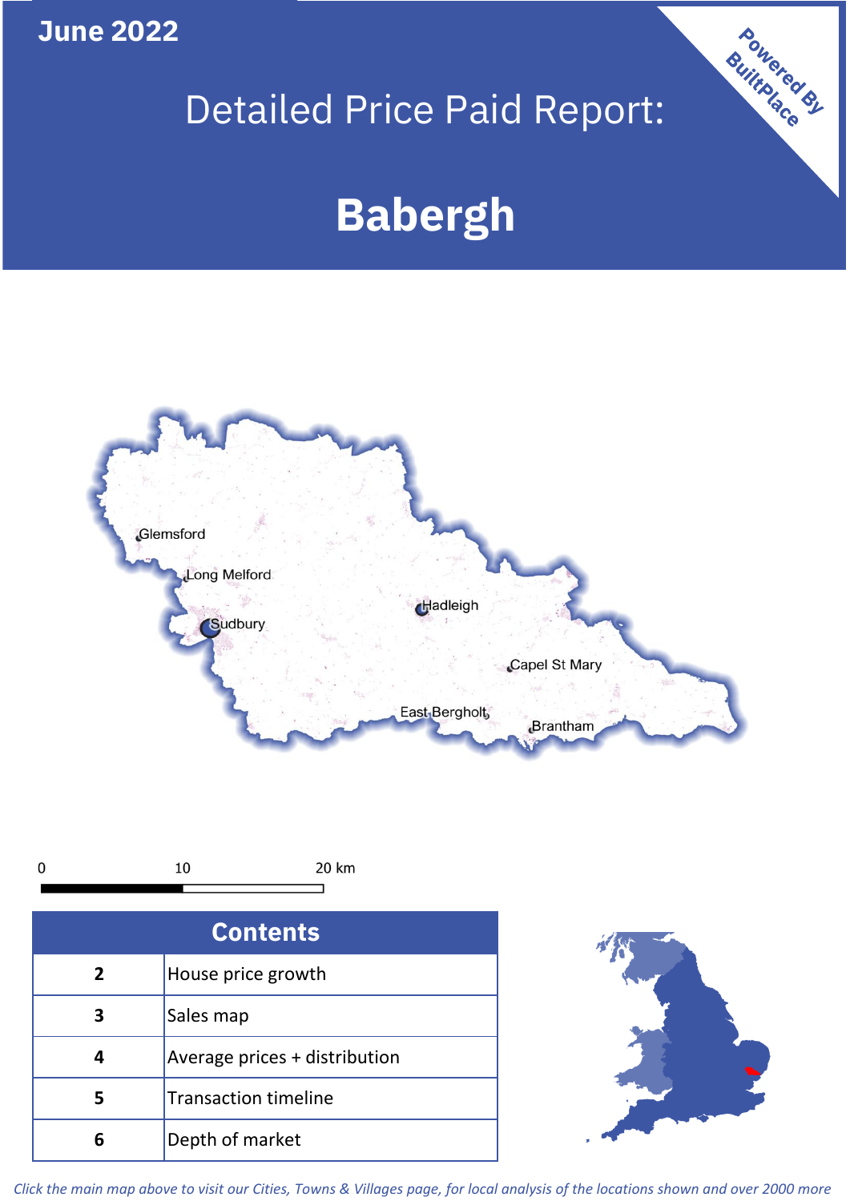**June 2022**

# Detailed Price Paid Report:

# Babergh

Powered By BuiltPlace

Glemsford

Long Melford

Sudbury

Hadleigh

Capel St Mary

East Bergholt

Brantham

0 10 20 km

| Contents | |
|---|---|
| 2 | House price growth |
| 3 | Sales map |
| 4 | Average prices + distribution |
| 5 | Transaction timeline |
| 6 | Depth of market |

*Click the main map above to visit our Cities, Towns & Villages page, for local analysis of the locations shown and over 2000 more*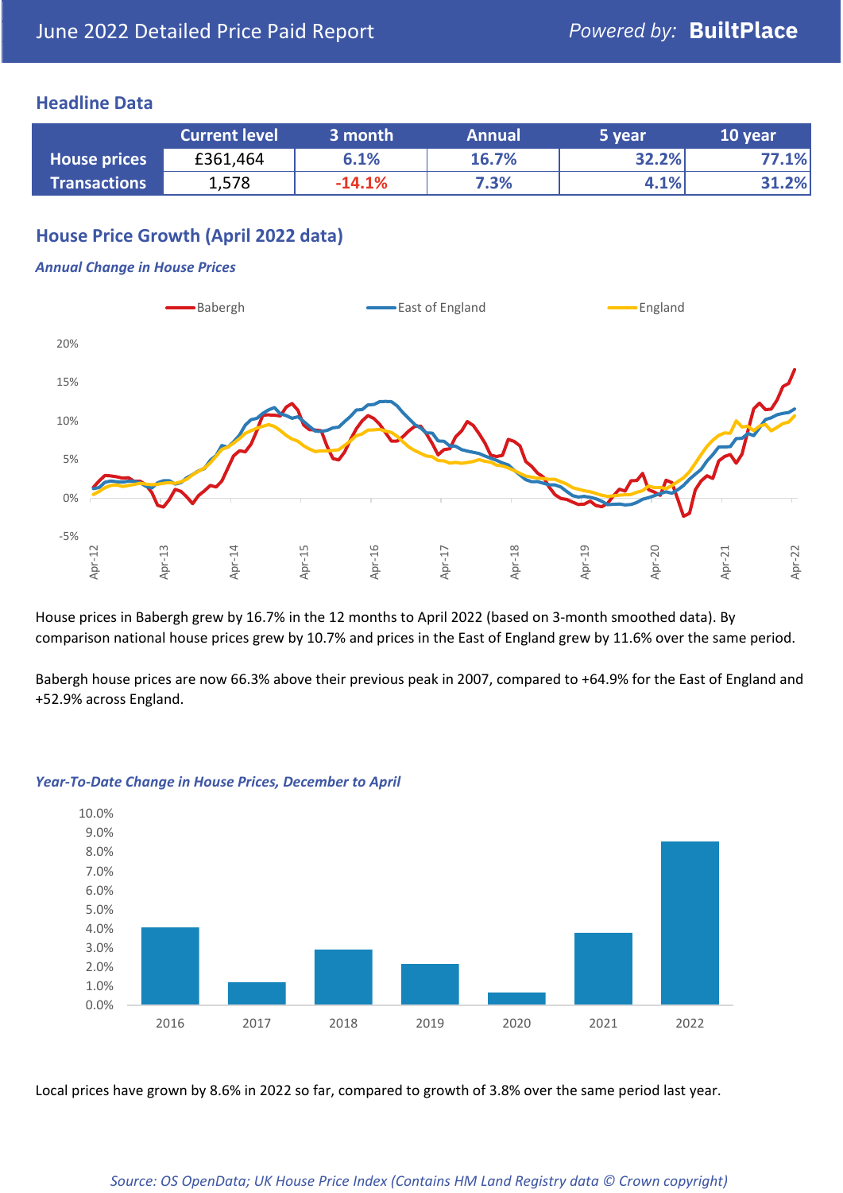June 2022 Detailed Price Paid Report — *Powered by:* **BuiltPlace**

## Headline Data

| | Current level | 3 month | Annual | 5 year | 10 year |
|---|---|---|---|---|---|
| **House prices** | £361,464 | 6.1% | 16.7% | 32.2% | 77.1% |
| **Transactions** | 1,578 | -14.1% | 7.3% | 4.1% | 31.2% |

## House Price Growth (April 2022 data)

***Annual Change in House Prices***

House prices in Babergh grew by 16.7% in the 12 months to April 2022 (based on 3-month smoothed data). By comparison national house prices grew by 10.7% and prices in the East of England grew by 11.6% over the same period.

Babergh house prices are now 66.3% above their previous peak in 2007, compared to +64.9% for the East of England and +52.9% across England.

***Year-To-Date Change in House Prices, December to April***

Local prices have grown by 8.6% in 2022 so far, compared to growth of 3.8% over the same period last year.

*Source: OS OpenData; UK House Price Index (Contains HM Land Registry data © Crown copyright)*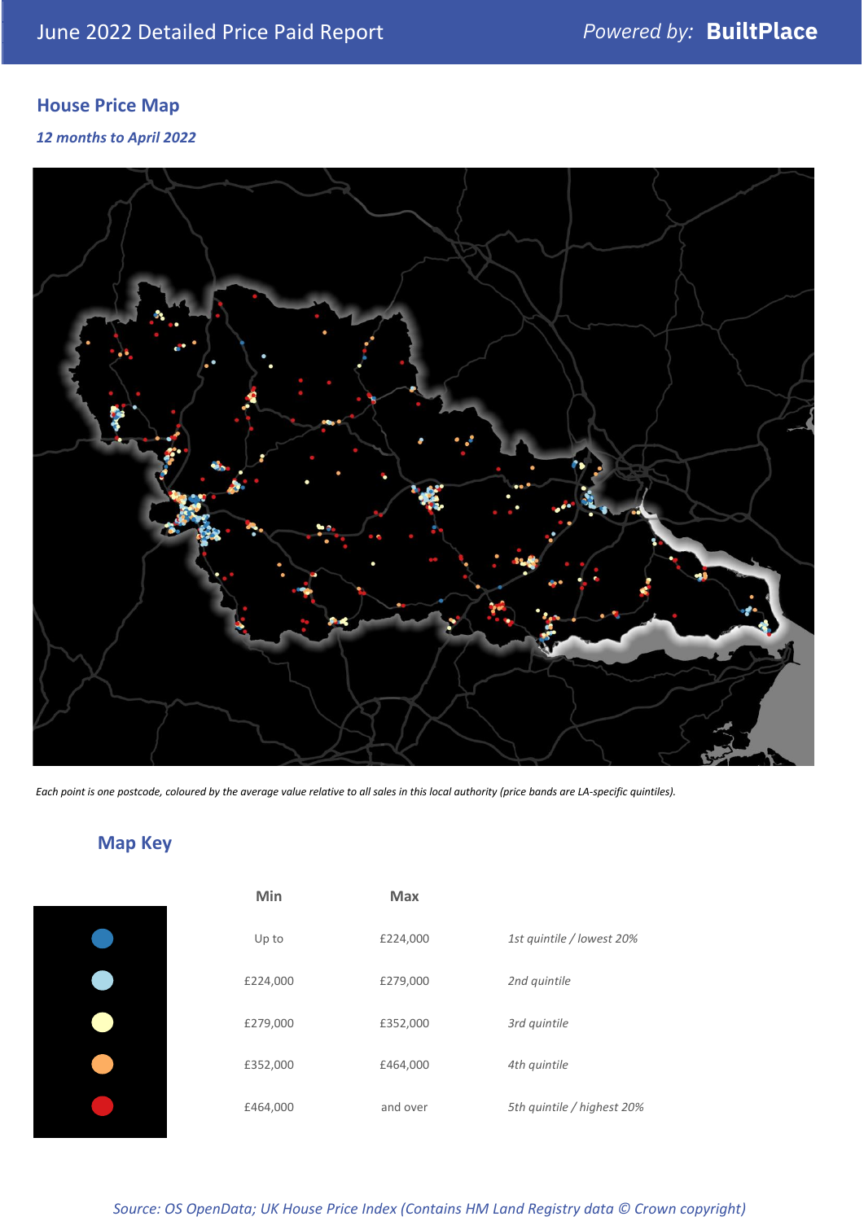## House Price Map

*12 months to April 2022*

*Each point is one postcode, coloured by the average value relative to all sales in this local authority (price bands are LA-specific quintiles).*

## Map Key

| | Min | Max | |
|---|---|---|---|
| ● | Up to | £224,000 | *1st quintile / lowest 20%* |
| ● | £224,000 | £279,000 | *2nd quintile* |
| ● | £279,000 | £352,000 | *3rd quintile* |
| ● | £352,000 | £464,000 | *4th quintile* |
| ● | £464,000 | and over | *5th quintile / highest 20%* |

*Source: OS OpenData; UK House Price Index (Contains HM Land Registry data © Crown copyright)*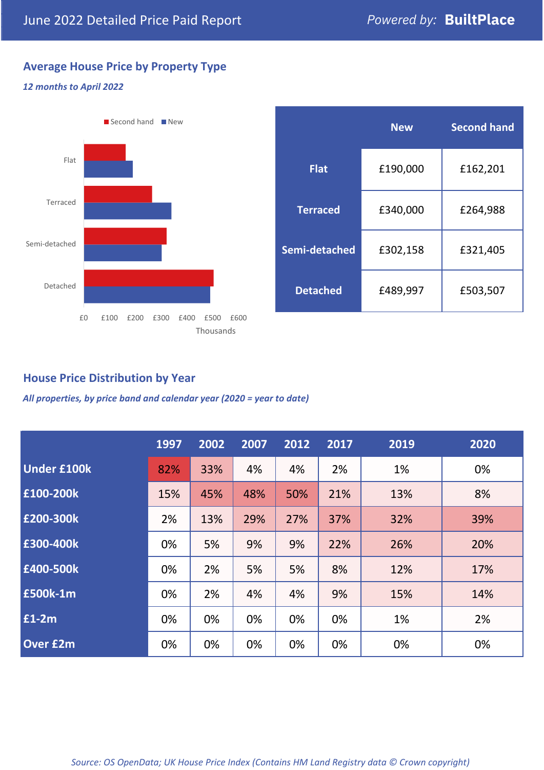# June 2022 Detailed Price Paid Report

Powered by: **BuiltPlace**

## Average House Price by Property Type

*12 months to April 2022*

|  | New | Second hand |
|---|---|---|
| **Flat** | £190,000 | £162,201 |
| **Terraced** | £340,000 | £264,988 |
| **Semi-detached** | £302,158 | £321,405 |
| **Detached** | £489,997 | £503,507 |

## House Price Distribution by Year

*All properties, by price band and calendar year (2020 = year to date)*

|  | 1997 | 2002 | 2007 | 2012 | 2017 | 2019 | 2020 |
|---|---|---|---|---|---|---|---|
| **Under £100k** | 82% | 33% | 4% | 4% | 2% | 1% | 0% |
| **£100-200k** | 15% | 45% | 48% | 50% | 21% | 13% | 8% |
| **£200-300k** | 2% | 13% | 29% | 27% | 37% | 32% | 39% |
| **£300-400k** | 0% | 5% | 9% | 9% | 22% | 26% | 20% |
| **£400-500k** | 0% | 2% | 5% | 5% | 8% | 12% | 17% |
| **£500k-1m** | 0% | 2% | 4% | 4% | 9% | 15% | 14% |
| **£1-2m** | 0% | 0% | 0% | 0% | 0% | 1% | 2% |
| **Over £2m** | 0% | 0% | 0% | 0% | 0% | 0% | 0% |

*Source: OS OpenData; UK House Price Index (Contains HM Land Registry data © Crown copyright)*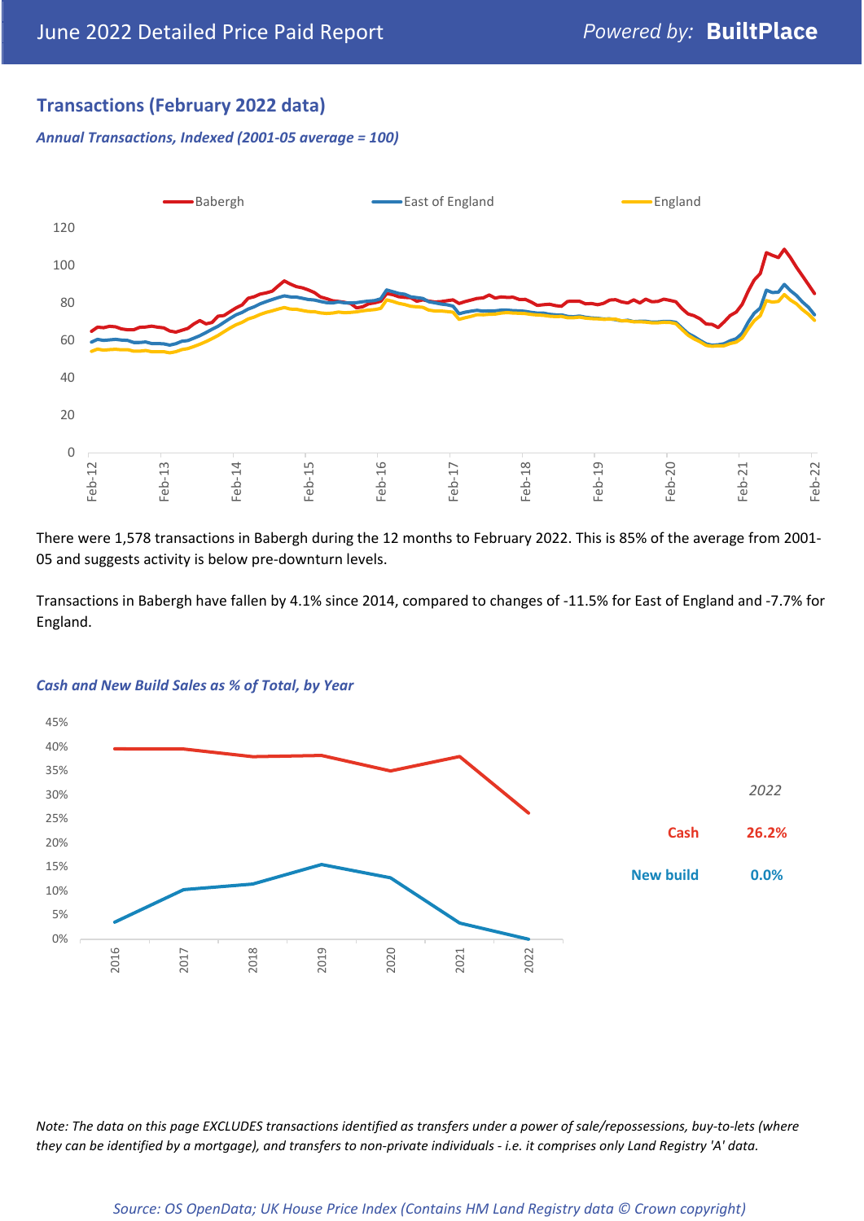## Transactions (February 2022 data)

*Annual Transactions, Indexed (2001-05 average = 100)*

There were 1,578 transactions in Babergh during the 12 months to February 2022. This is 85% of the average from 2001-05 and suggests activity is below pre-downturn levels.

Transactions in Babergh have fallen by 4.1% since 2014, compared to changes of -11.5% for East of England and -7.7% for England.

*Cash and New Build Sales as % of Total, by Year*

| 2022 | |
|---|---|
| Cash | 26.2% |
| New build | 0.0% |

*Note: The data on this page EXCLUDES transactions identified as transfers under a power of sale/repossessions, buy-to-lets (where they can be identified by a mortgage), and transfers to non-private individuals - i.e. it comprises only Land Registry 'A' data.*

*Source: OS OpenData; UK House Price Index (Contains HM Land Registry data © Crown copyright)*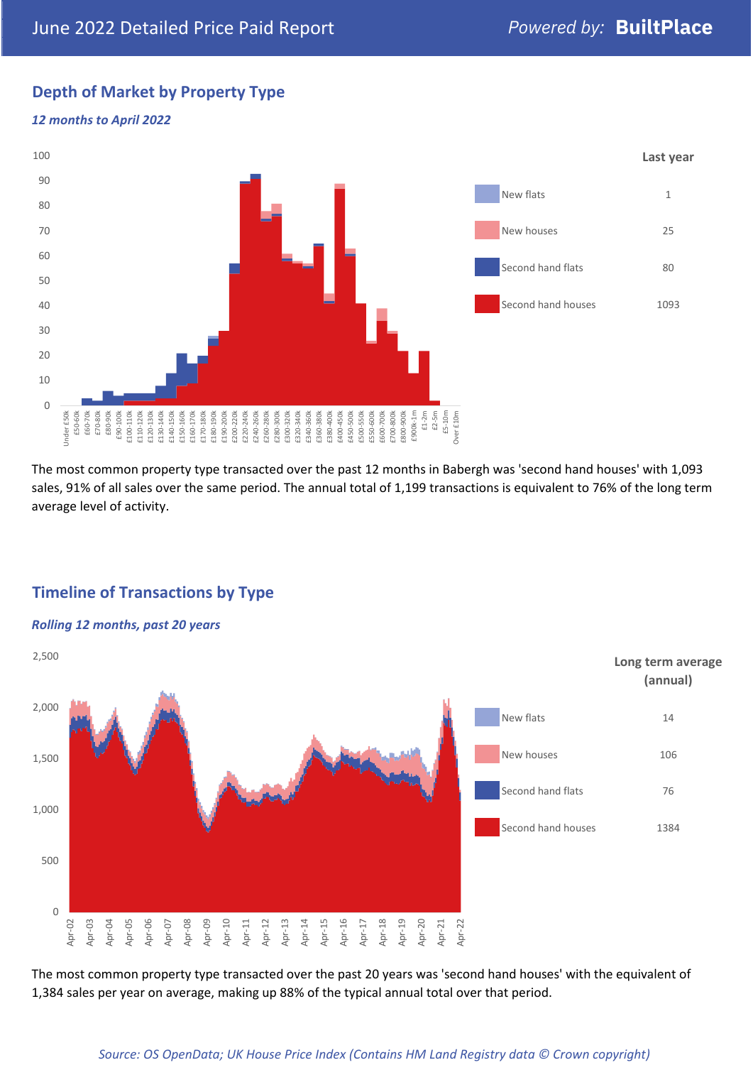# June 2022 Detailed Price Paid Report

Powered by: **BuiltPlace**

## Depth of Market by Property Type

*12 months to April 2022*

100
90
80
70
60
50
40
30
20
10
0

Under £50k, £50-60k, £60-70k, £70-80k, £80-90k, £90-100k, £100-110k, £110-120k, £120-130k, £130-140k, £140-150k, £150-160k, £160-170k, £170-180k, £180-190k, £190-200k, £200-220k, £220-240k, £240-260k, £260-280k, £280-300k, £300-320k, £320-340k, £340-360k, £360-380k, £380-400k, £400-450k, £450-500k, £500-550k, £550-600k, £600-700k, £700-800k, £800-900k, £900k-1m, £1-2m, £2-5m, £5-10m, Over £10m

Last year

New flats 1
New houses 25
Second hand flats 80
Second hand houses 1093

The most common property type transacted over the past 12 months in Babergh was 'second hand houses' with 1,093 sales, 91% of all sales over the same period. The annual total of 1,199 transactions is equivalent to 76% of the long term average level of activity.

## Timeline of Transactions by Type

*Rolling 12 months, past 20 years*

2,500
2,000
1,500
1,000
500
0

Apr-02, Apr-03, Apr-04, Apr-05, Apr-06, Apr-07, Apr-08, Apr-09, Apr-10, Apr-11, Apr-12, Apr-13, Apr-14, Apr-15, Apr-16, Apr-17, Apr-18, Apr-19, Apr-20, Apr-21, Apr-22

Long term average (annual)

New flats 14
New houses 106
Second hand flats 76
Second hand houses 1384

The most common property type transacted over the past 20 years was 'second hand houses' with the equivalent of 1,384 sales per year on average, making up 88% of the typical annual total over that period.

*Source: OS OpenData; UK House Price Index (Contains HM Land Registry data © Crown copyright)*